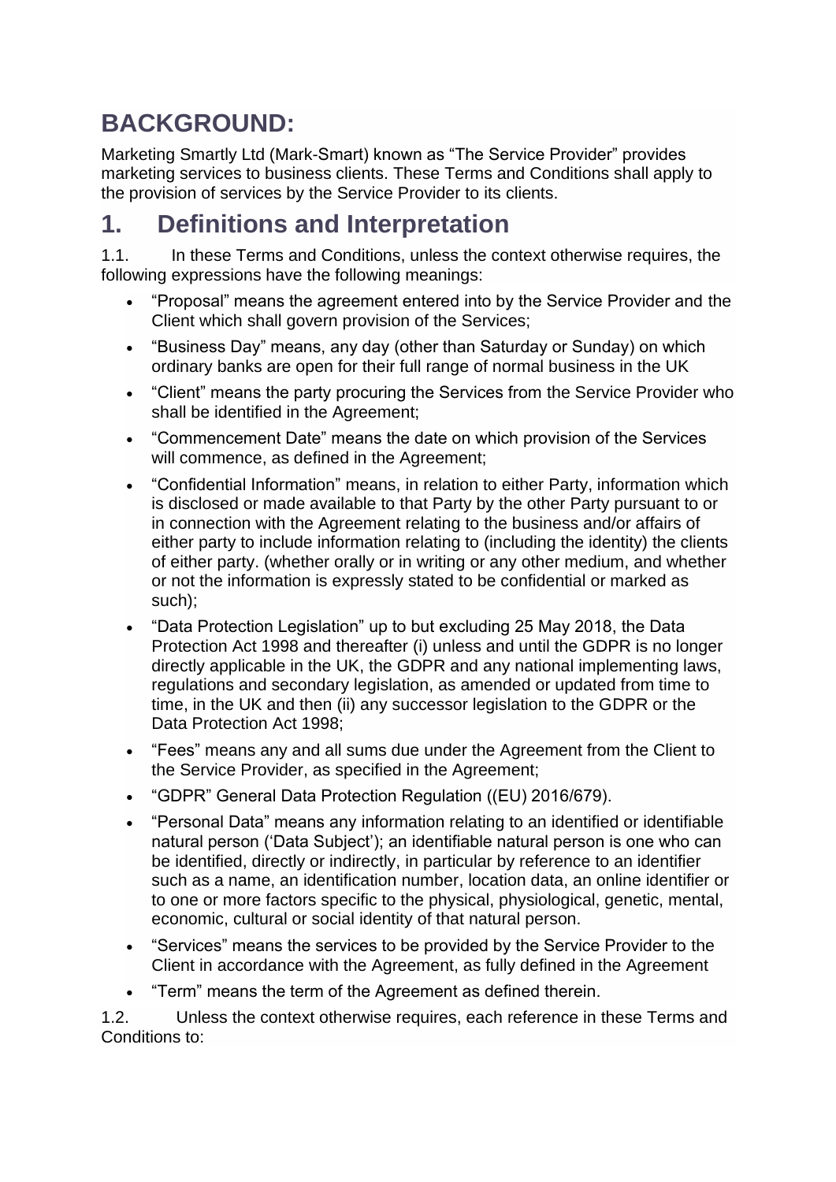# BACKGROUND:

Marketing Smartly Ltd (Mark-Smart) known as "The Service Provider" provides marketing services to business clients. These Terms and Conditions shall apply to the provision of services by the Service Provider to its clients.

# 1. Definitions and Interpretation

1.1. In these Terms and Conditions, unless the context otherwise requires, the following expressions have the following meanings:

- "Proposal" means the agreement entered into by the Service Provider and the Client which shall govern provision of the Services;
- "Business Day" means, any day (other than Saturday or Sunday) on which ordinary banks are open for their full range of normal business in the UK
- "Client" means the party procuring the Services from the Service Provider who shall be identified in the Agreement;
- "Commencement Date" means the date on which provision of the Services will commence, as defined in the Agreement;
- "Confidential Information" means, in relation to either Party, information which is disclosed or made available to that Party by the other Party pursuant to or in connection with the Agreement relating to the business and/or affairs of either party to include information relating to (including the identity) the clients of either party. (whether orally or in writing or any other medium, and whether or not the information is expressly stated to be confidential or marked as such);
- "Data Protection Legislation" up to but excluding 25 May 2018, the Data Protection Act 1998 and thereafter (i) unless and until the GDPR is no longer directly applicable in the UK, the GDPR and any national implementing laws, regulations and secondary legislation, as amended or updated from time to time, in the UK and then (ii) any successor legislation to the GDPR or the Data Protection Act 1998;
- "Fees" means any and all sums due under the Agreement from the Client to the Service Provider, as specified in the Agreement;
- "GDPR" General Data Protection Regulation ((EU) 2016/679).
- "Personal Data" means any information relating to an identified or identifiable natural person ('Data Subject'); an identifiable natural person is one who can be identified, directly or indirectly, in particular by reference to an identifier such as a name, an identification number, location data, an online identifier or to one or more factors specific to the physical, physiological, genetic, mental, economic, cultural or social identity of that natural person.
- "Services" means the services to be provided by the Service Provider to the Client in accordance with the Agreement, as fully defined in the Agreement
- "Term" means the term of the Agreement as defined therein.

1.2. Unless the context otherwise requires, each reference in these Terms and Conditions to: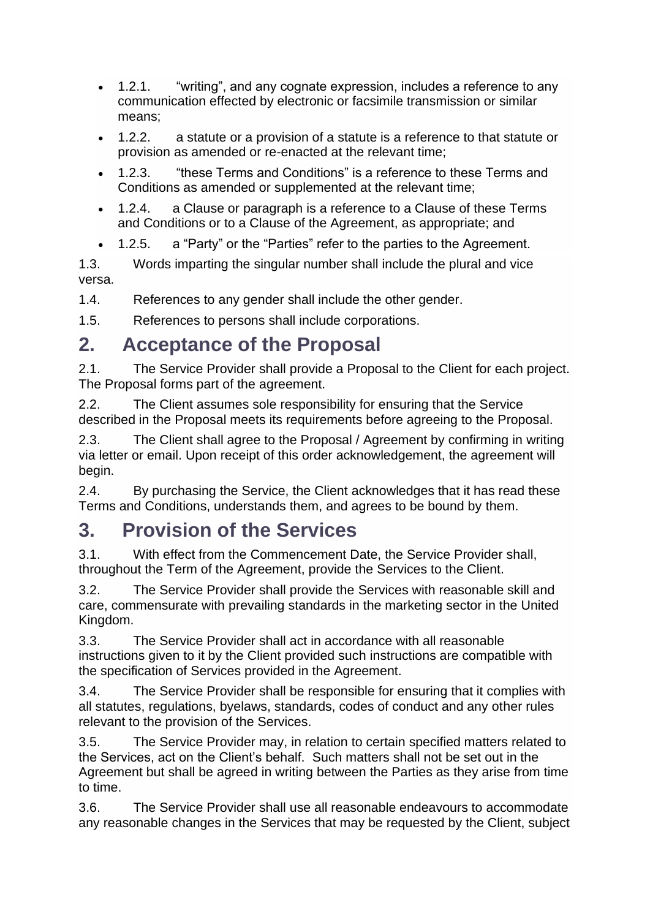- 1.2.1. "writing", and any cognate expression, includes a reference to any communication effected by electronic or facsimile transmission or similar means;
- 1.2.2. a statute or a provision of a statute is a reference to that statute or provision as amended or re-enacted at the relevant time;
- 1.2.3. "these Terms and Conditions" is a reference to these Terms and Conditions as amended or supplemented at the relevant time;
- 1.2.4. a Clause or paragraph is a reference to a Clause of these Terms and Conditions or to a Clause of the Agreement, as appropriate; and
- 1.2.5. a "Party" or the "Parties" refer to the parties to the Agreement.

1.3. Words imparting the singular number shall include the plural and vice versa.

1.4. References to any gender shall include the other gender.

1.5. References to persons shall include corporations.

## 2. Acceptance of the Proposal

2.1. The Service Provider shall provide a Proposal to the Client for each project. The Proposal forms part of the agreement.

2.2. The Client assumes sole responsibility for ensuring that the Service described in the Proposal meets its requirements before agreeing to the Proposal.

2.3. The Client shall agree to the Proposal / Agreement by confirming in writing via letter or email. Upon receipt of this order acknowledgement, the agreement will begin.

2.4. By purchasing the Service, the Client acknowledges that it has read these Terms and Conditions, understands them, and agrees to be bound by them.

## 3. Provision of the Services

3.1. With effect from the Commencement Date, the Service Provider shall, throughout the Term of the Agreement, provide the Services to the Client.

3.2. The Service Provider shall provide the Services with reasonable skill and care, commensurate with prevailing standards in the marketing sector in the United Kingdom.

3.3. The Service Provider shall act in accordance with all reasonable instructions given to it by the Client provided such instructions are compatible with the specification of Services provided in the Agreement.

3.4. The Service Provider shall be responsible for ensuring that it complies with all statutes, regulations, byelaws, standards, codes of conduct and any other rules relevant to the provision of the Services.

3.5. The Service Provider may, in relation to certain specified matters related to the Services, act on the Client's behalf. Such matters shall not be set out in the Agreement but shall be agreed in writing between the Parties as they arise from time to time.

3.6. The Service Provider shall use all reasonable endeavours to accommodate any reasonable changes in the Services that may be requested by the Client, subject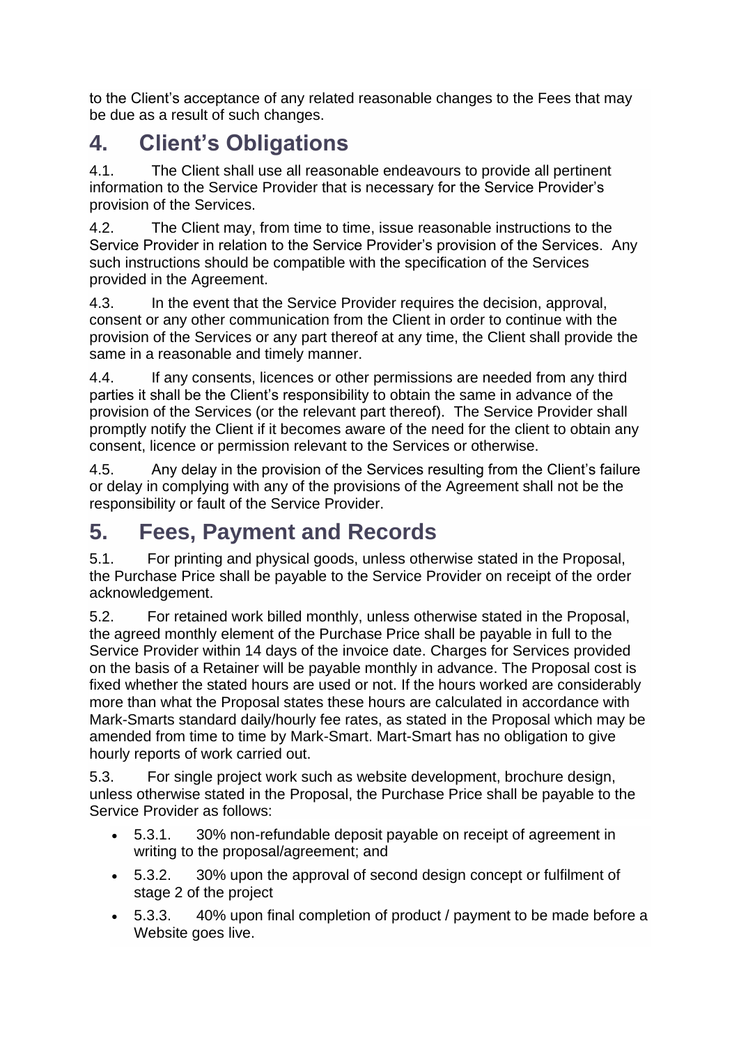to the Client's acceptance of any related reasonable changes to the Fees that may be due as a result of such changes.

# 4. Client's Obligations

4.1. The Client shall use all reasonable endeavours to provide all pertinent information to the Service Provider that is necessary for the Service Provider's provision of the Services.

4.2. The Client may, from time to time, issue reasonable instructions to the Service Provider in relation to the Service Provider's provision of the Services. Any such instructions should be compatible with the specification of the Services provided in the Agreement.

4.3. In the event that the Service Provider requires the decision, approval, consent or any other communication from the Client in order to continue with the provision of the Services or any part thereof at any time, the Client shall provide the same in a reasonable and timely manner.

4.4. If any consents, licences or other permissions are needed from any third parties it shall be the Client's responsibility to obtain the same in advance of the provision of the Services (or the relevant part thereof). The Service Provider shall promptly notify the Client if it becomes aware of the need for the client to obtain any consent, licence or permission relevant to the Services or otherwise.

4.5. Any delay in the provision of the Services resulting from the Client's failure or delay in complying with any of the provisions of the Agreement shall not be the responsibility or fault of the Service Provider.

# 5. Fees, Payment and Records

5.1. For printing and physical goods, unless otherwise stated in the Proposal, the Purchase Price shall be payable to the Service Provider on receipt of the order acknowledgement.

5.2. For retained work billed monthly, unless otherwise stated in the Proposal, the agreed monthly element of the Purchase Price shall be payable in full to the Service Provider within 14 days of the invoice date. Charges for Services provided on the basis of a Retainer will be payable monthly in advance. The Proposal cost is fixed whether the stated hours are used or not. If the hours worked are considerably more than what the Proposal states these hours are calculated in accordance with Mark-Smarts standard daily/hourly fee rates, as stated in the Proposal which may be amended from time to time by Mark-Smart. Mart-Smart has no obligation to give hourly reports of work carried out.

5.3. For single project work such as website development, brochure design, unless otherwise stated in the Proposal, the Purchase Price shall be payable to the Service Provider as follows:

- 5.3.1. 30% non-refundable deposit payable on receipt of agreement in writing to the proposal/agreement; and
- 5.3.2. 30% upon the approval of second design concept or fulfilment of stage 2 of the project
- 5.3.3. 40% upon final completion of product / payment to be made before a Website goes live.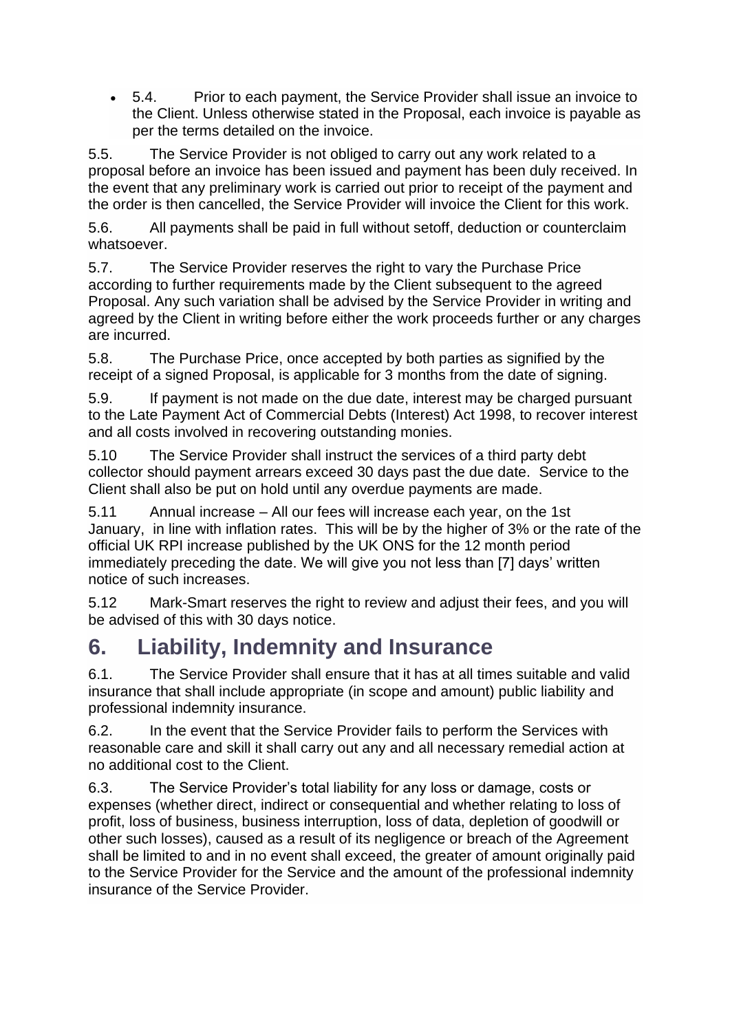- 5.4. Prior to each payment, the Service Provider shall issue an invoice to the Client. Unless otherwise stated in the Proposal, each invoice is payable as per the terms detailed on the invoice.

5.5. The Service Provider is not obliged to carry out any work related to a proposal before an invoice has been issued and payment has been duly received. In the event that any preliminary work is carried out prior to receipt of the payment and the order is then cancelled, the Service Provider will invoice the Client for this work.

5.6. All payments shall be paid in full without setoff, deduction or counterclaim whatsoever.

5.7. The Service Provider reserves the right to vary the Purchase Price according to further requirements made by the Client subsequent to the agreed Proposal. Any such variation shall be advised by the Service Provider in writing and agreed by the Client in writing before either the work proceeds further or any charges are incurred.

5.8. The Purchase Price, once accepted by both parties as signified by the receipt of a signed Proposal, is applicable for 3 months from the date of signing.

5.9. If payment is not made on the due date, interest may be charged pursuant to the Late Payment Act of Commercial Debts (Interest) Act 1998, to recover interest and all costs involved in recovering outstanding monies.

5.10 The Service Provider shall instruct the services of a third party debt collector should payment arrears exceed 30 days past the due date. Service to the Client shall also be put on hold until any overdue payments are made.

5.11 Annual increase – All our fees will increase each year, on the 1st January, in line with inflation rates. This will be by the higher of 3% or the rate of the official UK RPI increase published by the UK ONS for the 12 month period immediately preceding the date. We will give you not less than [7] days' written notice of such increases.

5.12 Mark-Smart reserves the right to review and adjust their fees, and you will be advised of this with 30 days notice.

# 6. Liability, Indemnity and Insurance

6.1. The Service Provider shall ensure that it has at all times suitable and valid insurance that shall include appropriate (in scope and amount) public liability and professional indemnity insurance.

6.2. In the event that the Service Provider fails to perform the Services with reasonable care and skill it shall carry out any and all necessary remedial action at no additional cost to the Client.

6.3. The Service Provider's total liability for any loss or damage, costs or expenses (whether direct, indirect or consequential and whether relating to loss of profit, loss of business, business interruption, loss of data, depletion of goodwill or other such losses), caused as a result of its negligence or breach of the Agreement shall be limited to and in no event shall exceed, the greater of amount originally paid to the Service Provider for the Service and the amount of the professional indemnity insurance of the Service Provider.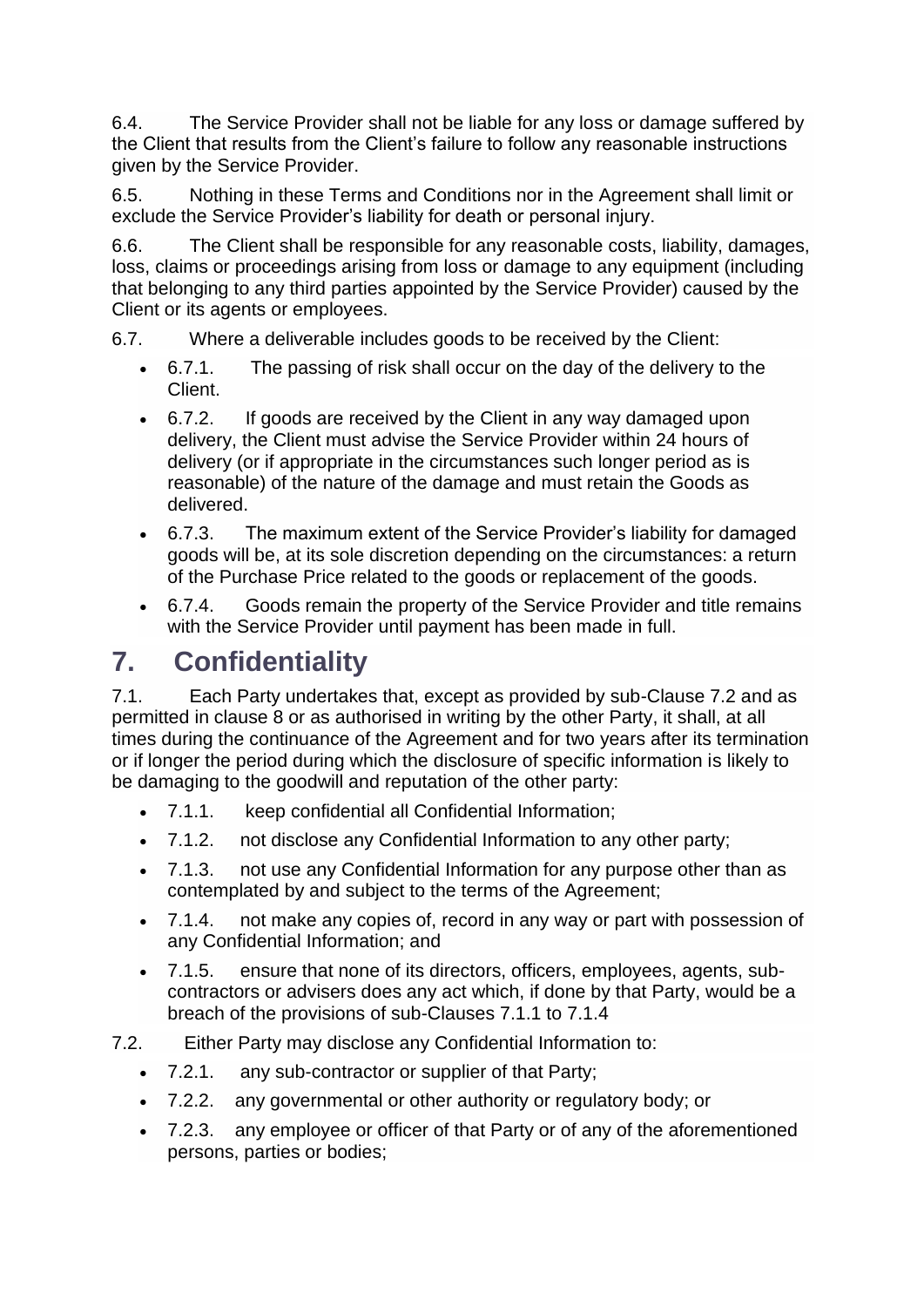6.4. The Service Provider shall not be liable for any loss or damage suffered by the Client that results from the Client's failure to follow any reasonable instructions given by the Service Provider.

6.5. Nothing in these Terms and Conditions nor in the Agreement shall limit or exclude the Service Provider's liability for death or personal injury.

6.6. The Client shall be responsible for any reasonable costs, liability, damages, loss, claims or proceedings arising from loss or damage to any equipment (including that belonging to any third parties appointed by the Service Provider) caused by the Client or its agents or employees.

6.7. Where a deliverable includes goods to be received by the Client:

- 6.7.1. The passing of risk shall occur on the day of the delivery to the Client.
- 6.7.2. If goods are received by the Client in any way damaged upon delivery, the Client must advise the Service Provider within 24 hours of delivery (or if appropriate in the circumstances such longer period as is reasonable) of the nature of the damage and must retain the Goods as delivered.
- 6.7.3. The maximum extent of the Service Provider's liability for damaged goods will be, at its sole discretion depending on the circumstances: a return of the Purchase Price related to the goods or replacement of the goods.
- 6.7.4. Goods remain the property of the Service Provider and title remains with the Service Provider until payment has been made in full.

# 7. Confidentiality

7.1. Each Party undertakes that, except as provided by sub-Clause 7.2 and as permitted in clause 8 or as authorised in writing by the other Party, it shall, at all times during the continuance of the Agreement and for two years after its termination or if longer the period during which the disclosure of specific information is likely to be damaging to the goodwill and reputation of the other party:

- 7.1.1. keep confidential all Confidential Information;
- 7.1.2. not disclose any Confidential Information to any other party;
- 7.1.3. not use any Confidential Information for any purpose other than as contemplated by and subject to the terms of the Agreement;
- 7.1.4. not make any copies of, record in any way or part with possession of any Confidential Information; and
- 7.1.5. ensure that none of its directors, officers, employees, agents, sub-contractors or advisers does any act which, if done by that Party, would be a breach of the provisions of sub-Clauses 7.1.1 to 7.1.4

7.2. Either Party may disclose any Confidential Information to:

- 7.2.1. any sub-contractor or supplier of that Party;
- 7.2.2. any governmental or other authority or regulatory body; or
- 7.2.3. any employee or officer of that Party or of any of the aforementioned persons, parties or bodies;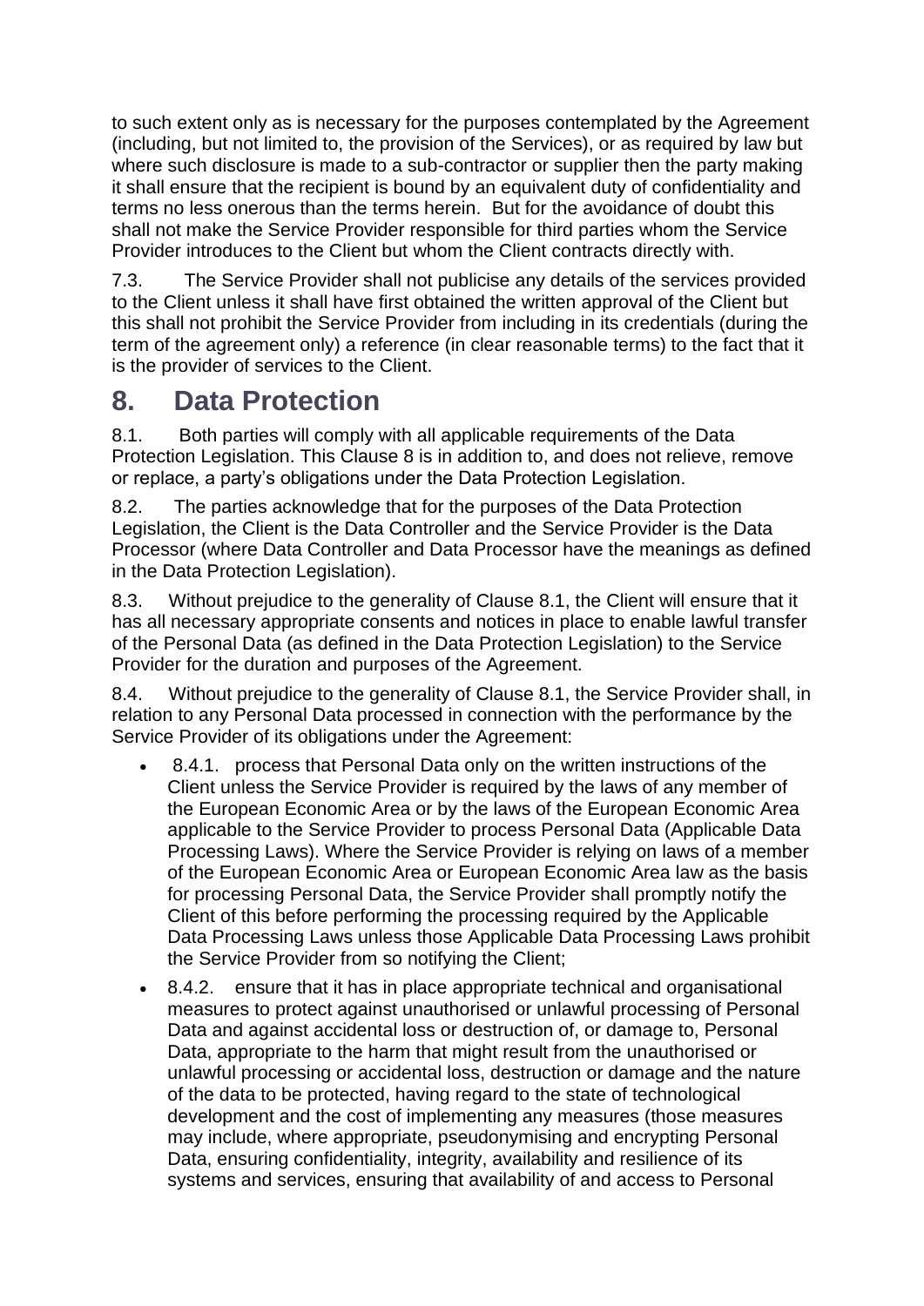to such extent only as is necessary for the purposes contemplated by the Agreement (including, but not limited to, the provision of the Services), or as required by law but where such disclosure is made to a sub-contractor or supplier then the party making it shall ensure that the recipient is bound by an equivalent duty of confidentiality and terms no less onerous than the terms herein. But for the avoidance of doubt this shall not make the Service Provider responsible for third parties whom the Service Provider introduces to the Client but whom the Client contracts directly with.

7.3. The Service Provider shall not publicise any details of the services provided to the Client unless it shall have first obtained the written approval of the Client but this shall not prohibit the Service Provider from including in its credentials (during the term of the agreement only) a reference (in clear reasonable terms) to the fact that it is the provider of services to the Client.

# 8. Data Protection

8.1. Both parties will comply with all applicable requirements of the Data Protection Legislation. This Clause 8 is in addition to, and does not relieve, remove or replace, a party's obligations under the Data Protection Legislation.

8.2. The parties acknowledge that for the purposes of the Data Protection Legislation, the Client is the Data Controller and the Service Provider is the Data Processor (where Data Controller and Data Processor have the meanings as defined in the Data Protection Legislation).

8.3. Without prejudice to the generality of Clause 8.1, the Client will ensure that it has all necessary appropriate consents and notices in place to enable lawful transfer of the Personal Data (as defined in the Data Protection Legislation) to the Service Provider for the duration and purposes of the Agreement.

8.4. Without prejudice to the generality of Clause 8.1, the Service Provider shall, in relation to any Personal Data processed in connection with the performance by the Service Provider of its obligations under the Agreement:

- 8.4.1. process that Personal Data only on the written instructions of the Client unless the Service Provider is required by the laws of any member of the European Economic Area or by the laws of the European Economic Area applicable to the Service Provider to process Personal Data (Applicable Data Processing Laws). Where the Service Provider is relying on laws of a member of the European Economic Area or European Economic Area law as the basis for processing Personal Data, the Service Provider shall promptly notify the Client of this before performing the processing required by the Applicable Data Processing Laws unless those Applicable Data Processing Laws prohibit the Service Provider from so notifying the Client;
- 8.4.2. ensure that it has in place appropriate technical and organisational measures to protect against unauthorised or unlawful processing of Personal Data and against accidental loss or destruction of, or damage to, Personal Data, appropriate to the harm that might result from the unauthorised or unlawful processing or accidental loss, destruction or damage and the nature of the data to be protected, having regard to the state of technological development and the cost of implementing any measures (those measures may include, where appropriate, pseudonymising and encrypting Personal Data, ensuring confidentiality, integrity, availability and resilience of its systems and services, ensuring that availability of and access to Personal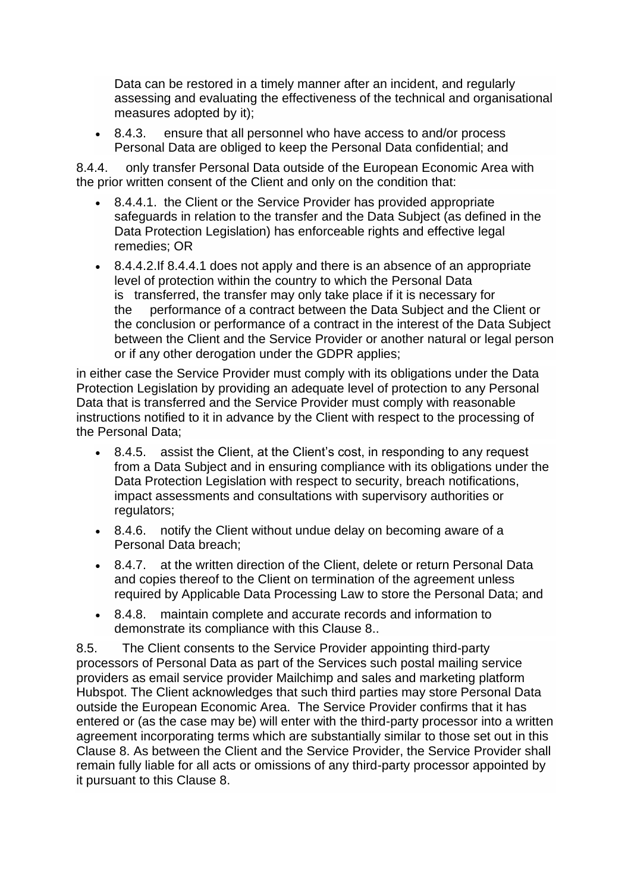Data can be restored in a timely manner after an incident, and regularly assessing and evaluating the effectiveness of the technical and organisational measures adopted by it);

- 8.4.3. ensure that all personnel who have access to and/or process Personal Data are obliged to keep the Personal Data confidential; and

8.4.4. only transfer Personal Data outside of the European Economic Area with the prior written consent of the Client and only on the condition that:

- 8.4.4.1. the Client or the Service Provider has provided appropriate safeguards in relation to the transfer and the Data Subject (as defined in the Data Protection Legislation) has enforceable rights and effective legal remedies; OR
- 8.4.4.2.If 8.4.4.1 does not apply and there is an absence of an appropriate level of protection within the country to which the Personal Data is transferred, the transfer may only take place if it is necessary for the performance of a contract between the Data Subject and the Client or the conclusion or performance of a contract in the interest of the Data Subject between the Client and the Service Provider or another natural or legal person or if any other derogation under the GDPR applies;

in either case the Service Provider must comply with its obligations under the Data Protection Legislation by providing an adequate level of protection to any Personal Data that is transferred and the Service Provider must comply with reasonable instructions notified to it in advance by the Client with respect to the processing of the Personal Data;

- 8.4.5. assist the Client, at the Client's cost, in responding to any request from a Data Subject and in ensuring compliance with its obligations under the Data Protection Legislation with respect to security, breach notifications, impact assessments and consultations with supervisory authorities or regulators;
- 8.4.6. notify the Client without undue delay on becoming aware of a Personal Data breach;
- 8.4.7. at the written direction of the Client, delete or return Personal Data and copies thereof to the Client on termination of the agreement unless required by Applicable Data Processing Law to store the Personal Data; and
- 8.4.8. maintain complete and accurate records and information to demonstrate its compliance with this Clause 8..

8.5. The Client consents to the Service Provider appointing third-party processors of Personal Data as part of the Services such postal mailing service providers as email service provider Mailchimp and sales and marketing platform Hubspot. The Client acknowledges that such third parties may store Personal Data outside the European Economic Area. The Service Provider confirms that it has entered or (as the case may be) will enter with the third-party processor into a written agreement incorporating terms which are substantially similar to those set out in this Clause 8. As between the Client and the Service Provider, the Service Provider shall remain fully liable for all acts or omissions of any third-party processor appointed by it pursuant to this Clause 8.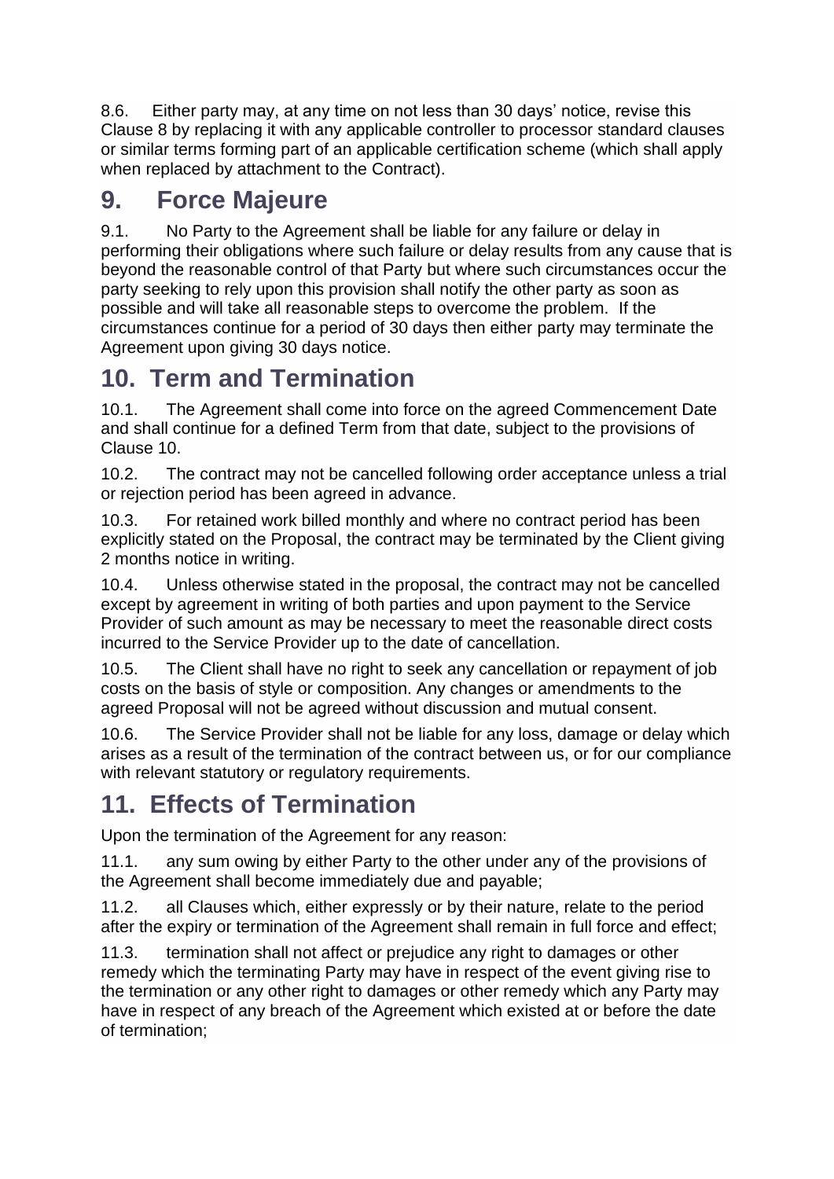8.6. Either party may, at any time on not less than 30 days' notice, revise this Clause 8 by replacing it with any applicable controller to processor standard clauses or similar terms forming part of an applicable certification scheme (which shall apply when replaced by attachment to the Contract).

# 9. Force Majeure

9.1. No Party to the Agreement shall be liable for any failure or delay in performing their obligations where such failure or delay results from any cause that is beyond the reasonable control of that Party but where such circumstances occur the party seeking to rely upon this provision shall notify the other party as soon as possible and will take all reasonable steps to overcome the problem. If the circumstances continue for a period of 30 days then either party may terminate the Agreement upon giving 30 days notice.

# 10. Term and Termination

10.1. The Agreement shall come into force on the agreed Commencement Date and shall continue for a defined Term from that date, subject to the provisions of Clause 10.

10.2. The contract may not be cancelled following order acceptance unless a trial or rejection period has been agreed in advance.

10.3. For retained work billed monthly and where no contract period has been explicitly stated on the Proposal, the contract may be terminated by the Client giving 2 months notice in writing.

10.4. Unless otherwise stated in the proposal, the contract may not be cancelled except by agreement in writing of both parties and upon payment to the Service Provider of such amount as may be necessary to meet the reasonable direct costs incurred to the Service Provider up to the date of cancellation.

10.5. The Client shall have no right to seek any cancellation or repayment of job costs on the basis of style or composition. Any changes or amendments to the agreed Proposal will not be agreed without discussion and mutual consent.

10.6. The Service Provider shall not be liable for any loss, damage or delay which arises as a result of the termination of the contract between us, or for our compliance with relevant statutory or regulatory requirements.

# 11. Effects of Termination

Upon the termination of the Agreement for any reason:

11.1. any sum owing by either Party to the other under any of the provisions of the Agreement shall become immediately due and payable;

11.2. all Clauses which, either expressly or by their nature, relate to the period after the expiry or termination of the Agreement shall remain in full force and effect;

11.3. termination shall not affect or prejudice any right to damages or other remedy which the terminating Party may have in respect of the event giving rise to the termination or any other right to damages or other remedy which any Party may have in respect of any breach of the Agreement which existed at or before the date of termination;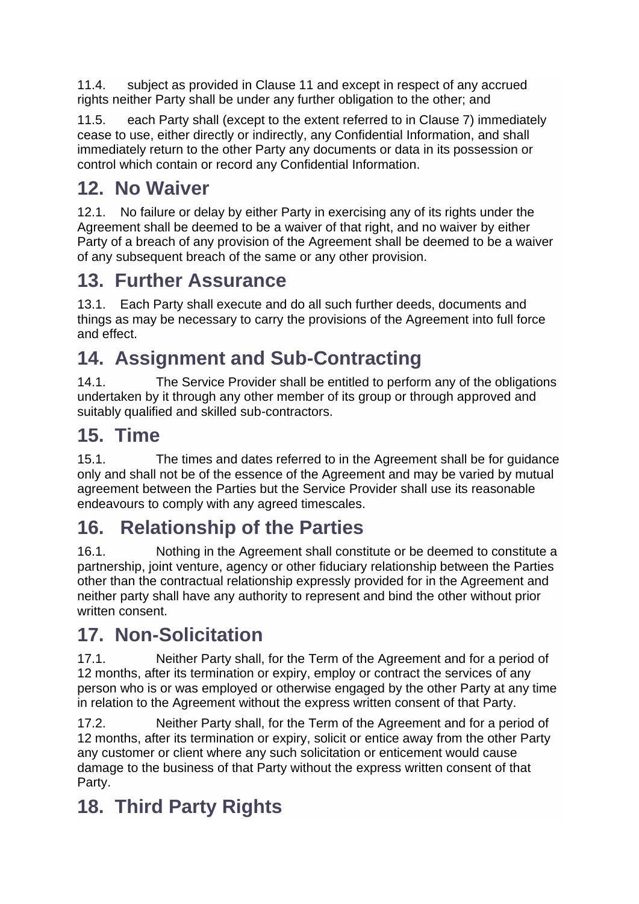11.4. subject as provided in Clause 11 and except in respect of any accrued rights neither Party shall be under any further obligation to the other; and

11.5. each Party shall (except to the extent referred to in Clause 7) immediately cease to use, either directly or indirectly, any Confidential Information, and shall immediately return to the other Party any documents or data in its possession or control which contain or record any Confidential Information.

## 12. No Waiver

12.1. No failure or delay by either Party in exercising any of its rights under the Agreement shall be deemed to be a waiver of that right, and no waiver by either Party of a breach of any provision of the Agreement shall be deemed to be a waiver of any subsequent breach of the same or any other provision.

## 13. Further Assurance

13.1. Each Party shall execute and do all such further deeds, documents and things as may be necessary to carry the provisions of the Agreement into full force and effect.

## 14. Assignment and Sub-Contracting

14.1. The Service Provider shall be entitled to perform any of the obligations undertaken by it through any other member of its group or through approved and suitably qualified and skilled sub-contractors.

## 15. Time

15.1. The times and dates referred to in the Agreement shall be for guidance only and shall not be of the essence of the Agreement and may be varied by mutual agreement between the Parties but the Service Provider shall use its reasonable endeavours to comply with any agreed timescales.

## 16. Relationship of the Parties

16.1. Nothing in the Agreement shall constitute or be deemed to constitute a partnership, joint venture, agency or other fiduciary relationship between the Parties other than the contractual relationship expressly provided for in the Agreement and neither party shall have any authority to represent and bind the other without prior written consent.

## 17. Non-Solicitation

17.1. Neither Party shall, for the Term of the Agreement and for a period of 12 months, after its termination or expiry, employ or contract the services of any person who is or was employed or otherwise engaged by the other Party at any time in relation to the Agreement without the express written consent of that Party.

17.2. Neither Party shall, for the Term of the Agreement and for a period of 12 months, after its termination or expiry, solicit or entice away from the other Party any customer or client where any such solicitation or enticement would cause damage to the business of that Party without the express written consent of that Party.

## 18. Third Party Rights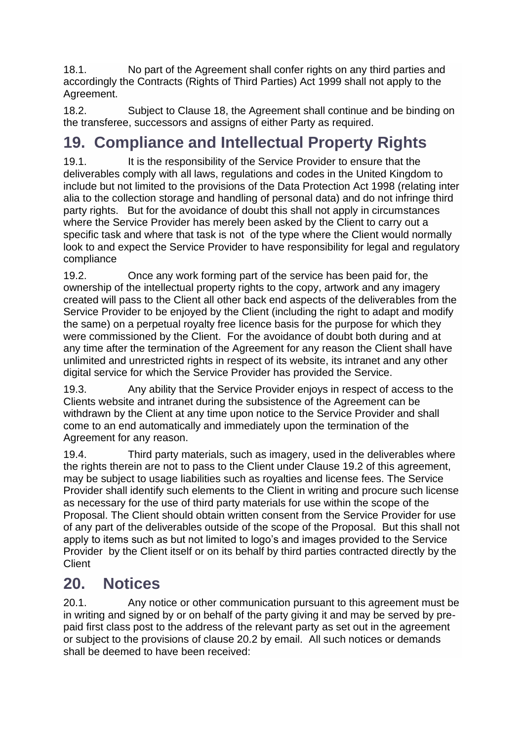18.1. No part of the Agreement shall confer rights on any third parties and accordingly the Contracts (Rights of Third Parties) Act 1999 shall not apply to the Agreement.

18.2. Subject to Clause 18, the Agreement shall continue and be binding on the transferee, successors and assigns of either Party as required.

# 19. Compliance and Intellectual Property Rights

19.1. It is the responsibility of the Service Provider to ensure that the deliverables comply with all laws, regulations and codes in the United Kingdom to include but not limited to the provisions of the Data Protection Act 1998 (relating inter alia to the collection storage and handling of personal data) and do not infringe third party rights. But for the avoidance of doubt this shall not apply in circumstances where the Service Provider has merely been asked by the Client to carry out a specific task and where that task is not of the type where the Client would normally look to and expect the Service Provider to have responsibility for legal and regulatory compliance

19.2. Once any work forming part of the service has been paid for, the ownership of the intellectual property rights to the copy, artwork and any imagery created will pass to the Client all other back end aspects of the deliverables from the Service Provider to be enjoyed by the Client (including the right to adapt and modify the same) on a perpetual royalty free licence basis for the purpose for which they were commissioned by the Client. For the avoidance of doubt both during and at any time after the termination of the Agreement for any reason the Client shall have unlimited and unrestricted rights in respect of its website, its intranet and any other digital service for which the Service Provider has provided the Service.

19.3. Any ability that the Service Provider enjoys in respect of access to the Clients website and intranet during the subsistence of the Agreement can be withdrawn by the Client at any time upon notice to the Service Provider and shall come to an end automatically and immediately upon the termination of the Agreement for any reason.

19.4. Third party materials, such as imagery, used in the deliverables where the rights therein are not to pass to the Client under Clause 19.2 of this agreement, may be subject to usage liabilities such as royalties and license fees. The Service Provider shall identify such elements to the Client in writing and procure such license as necessary for the use of third party materials for use within the scope of the Proposal. The Client should obtain written consent from the Service Provider for use of any part of the deliverables outside of the scope of the Proposal. But this shall not apply to items such as but not limited to logo's and images provided to the Service Provider by the Client itself or on its behalf by third parties contracted directly by the Client

# 20. Notices

20.1. Any notice or other communication pursuant to this agreement must be in writing and signed by or on behalf of the party giving it and may be served by pre-paid first class post to the address of the relevant party as set out in the agreement or subject to the provisions of clause 20.2 by email. All such notices or demands shall be deemed to have been received: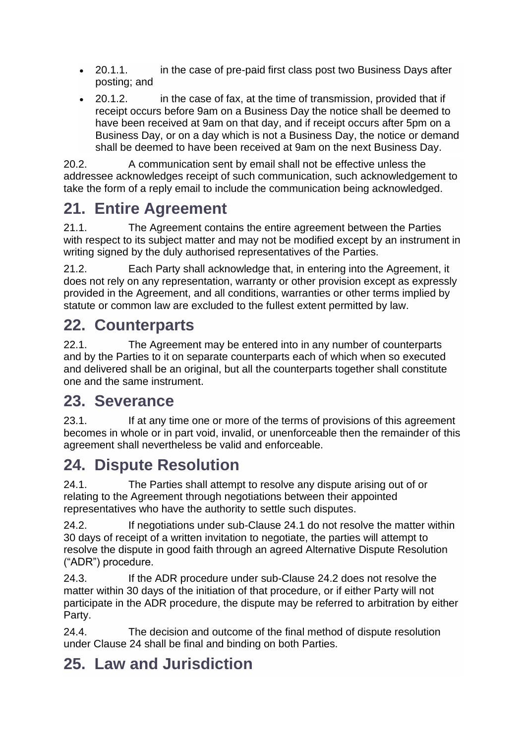- 20.1.1. in the case of pre-paid first class post two Business Days after posting; and
- 20.1.2. in the case of fax, at the time of transmission, provided that if receipt occurs before 9am on a Business Day the notice shall be deemed to have been received at 9am on that day, and if receipt occurs after 5pm on a Business Day, or on a day which is not a Business Day, the notice or demand shall be deemed to have been received at 9am on the next Business Day.

20.2. A communication sent by email shall not be effective unless the addressee acknowledges receipt of such communication, such acknowledgement to take the form of a reply email to include the communication being acknowledged.

## 21. Entire Agreement

21.1. The Agreement contains the entire agreement between the Parties with respect to its subject matter and may not be modified except by an instrument in writing signed by the duly authorised representatives of the Parties.

21.2. Each Party shall acknowledge that, in entering into the Agreement, it does not rely on any representation, warranty or other provision except as expressly provided in the Agreement, and all conditions, warranties or other terms implied by statute or common law are excluded to the fullest extent permitted by law.

## 22. Counterparts

22.1. The Agreement may be entered into in any number of counterparts and by the Parties to it on separate counterparts each of which when so executed and delivered shall be an original, but all the counterparts together shall constitute one and the same instrument.

## 23. Severance

23.1. If at any time one or more of the terms of provisions of this agreement becomes in whole or in part void, invalid, or unenforceable then the remainder of this agreement shall nevertheless be valid and enforceable.

## 24. Dispute Resolution

24.1. The Parties shall attempt to resolve any dispute arising out of or relating to the Agreement through negotiations between their appointed representatives who have the authority to settle such disputes.

24.2. If negotiations under sub-Clause 24.1 do not resolve the matter within 30 days of receipt of a written invitation to negotiate, the parties will attempt to resolve the dispute in good faith through an agreed Alternative Dispute Resolution ("ADR") procedure.

24.3. If the ADR procedure under sub-Clause 24.2 does not resolve the matter within 30 days of the initiation of that procedure, or if either Party will not participate in the ADR procedure, the dispute may be referred to arbitration by either Party.

24.4. The decision and outcome of the final method of dispute resolution under Clause 24 shall be final and binding on both Parties.

## 25. Law and Jurisdiction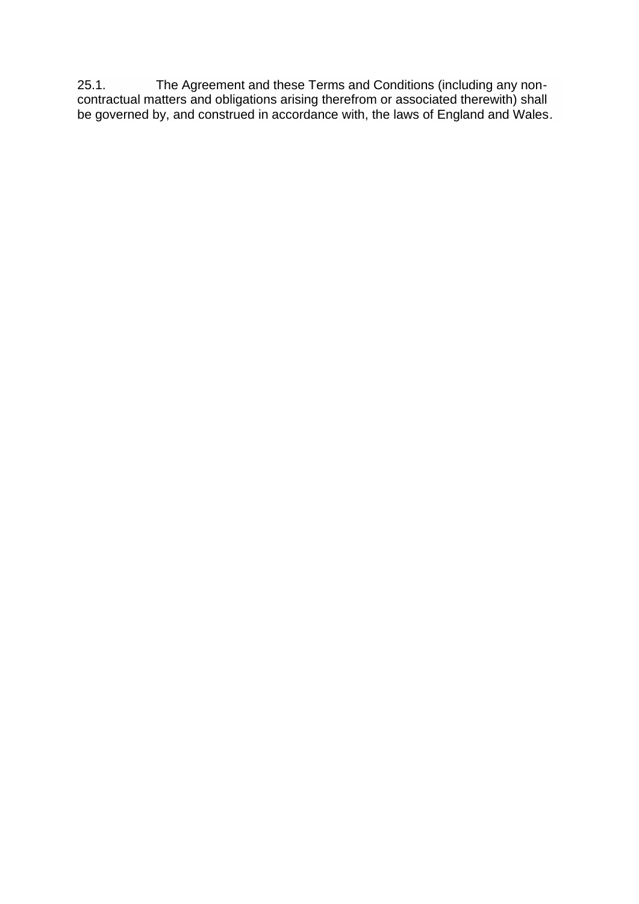25.1. The Agreement and these Terms and Conditions (including any non-contractual matters and obligations arising therefrom or associated therewith) shall be governed by, and construed in accordance with, the laws of England and Wales.